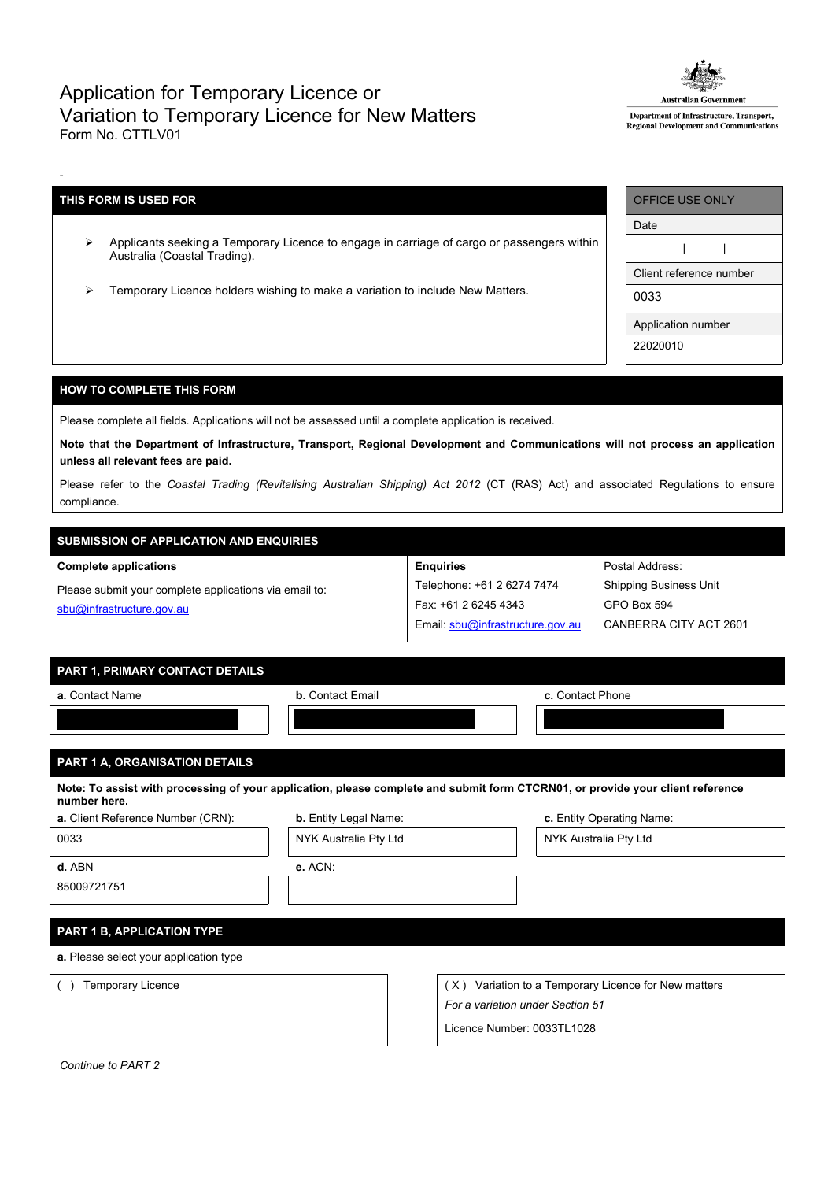# Application for Temporary Licence or Variation to Temporary Licence for New Matters

Form No. CTTLV01

Australian Government
Department of Infrastructure, Transport, Regional Development and Communications

-

| THIS FORM IS USED FOR |
|---|
| ➢ Applicants seeking a Temporary Licence to engage in carriage of cargo or passengers within Australia (Coastal Trading). |
| ➢ Temporary Licence holders wishing to make a variation to include New Matters. |

| OFFICE USE ONLY |
|---|
| Date |
| \| \| |
| Client reference number |
| 0033 |
| Application number |
| 22020010 |

## HOW TO COMPLETE THIS FORM

Please complete all fields. Applications will not be assessed until a complete application is received.

**Note that the Department of Infrastructure, Transport, Regional Development and Communications will not process an application unless all relevant fees are paid.**

Please refer to the *Coastal Trading (Revitalising Australian Shipping) Act 2012* (CT (RAS) Act) and associated Regulations to ensure compliance.

## SUBMISSION OF APPLICATION AND ENQUIRIES

| Complete applications | Enquiries | Postal Address: |
|---|---|---|
| Please submit your complete applications via email to: sbu@infrastructure.gov.au | Telephone: +61 2 6274 7474 | Shipping Business Unit |
| | Fax: +61 2 6245 4343 | GPO Box 594 |
| | Email: sbu@infrastructure.gov.au | CANBERRA CITY ACT 2601 |

## PART 1, PRIMARY CONTACT DETAILS

| **a.** Contact Name | **b.** Contact Email | **c.** Contact Phone |
|---|---|---|
| | | |

## PART 1 A, ORGANISATION DETAILS

**Note: To assist with processing of your application, please complete and submit form CTCRN01, or provide your client reference number here.**

| **a.** Client Reference Number (CRN): | **b.** Entity Legal Name: | **c.** Entity Operating Name: |
|---|---|---|
| 0033 | NYK Australia Pty Ltd | NYK Australia Pty Ltd |
| **d.** ABN | **e.** ACN: | |
| 85009721751 | | |

## PART 1 B, APPLICATION TYPE

**a.** Please select your application type

| ( ) Temporary Licence | ( X ) Variation to a Temporary Licence for New matters<br>*For a variation under Section 51*<br>Licence Number: 0033TL1028 |
|---|---|

*Continue to PART 2*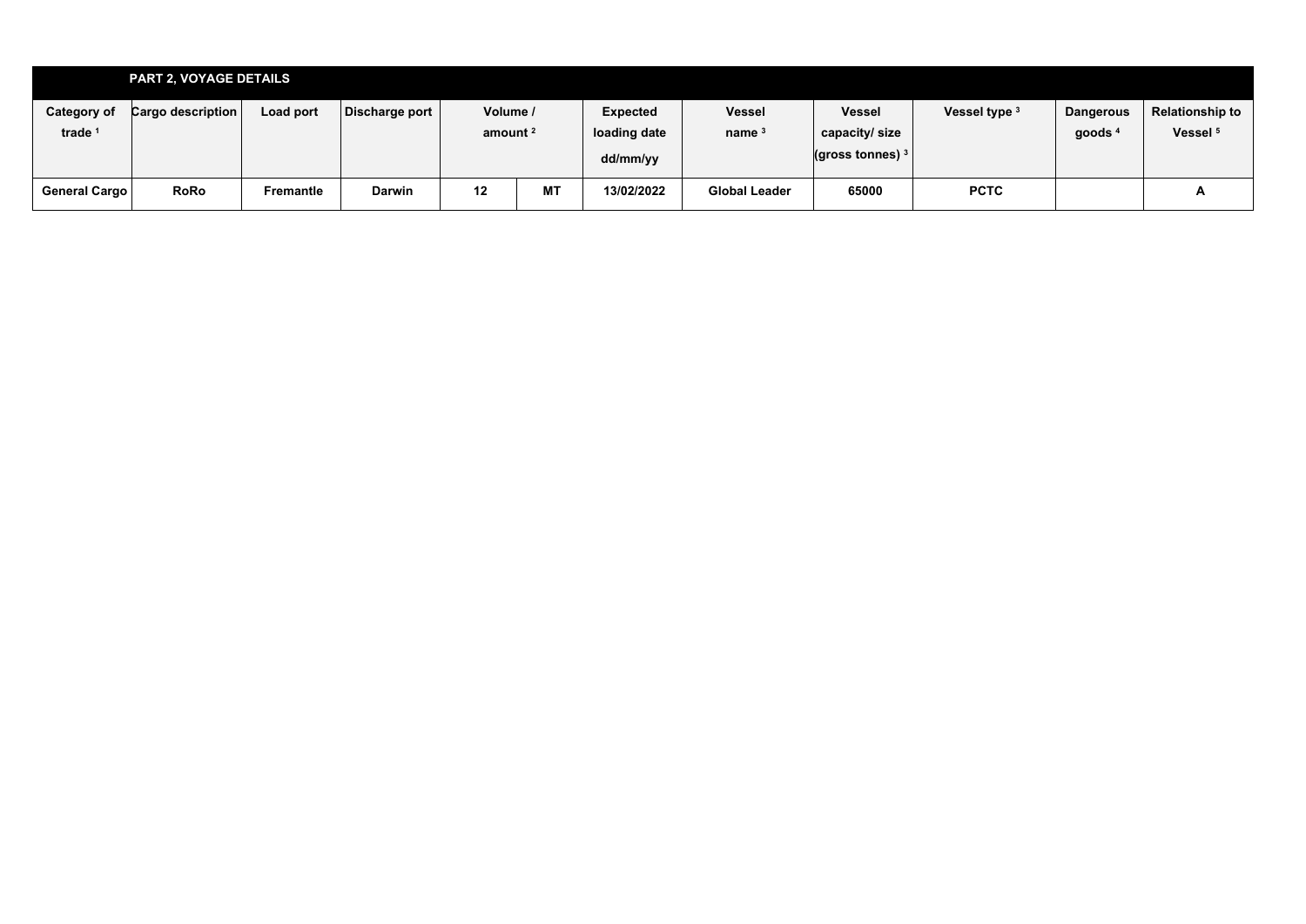## PART 2, VOYAGE DETAILS

| Category of trade [1] | Cargo description | Load port | Discharge port | Volume / amount [2] | | Expected loading date dd/mm/yy | Vessel name [3] | Vessel capacity/ size (gross tonnes) [3] | Vessel type [3] | Dangerous goods [4] | Relationship to Vessel [5] |
|---|---|---|---|---|---|---|---|---|---|---|---|
| General Cargo | RoRo | Fremantle | Darwin | 12 | MT | 13/02/2022 | Global Leader | 65000 | PCTC | | A |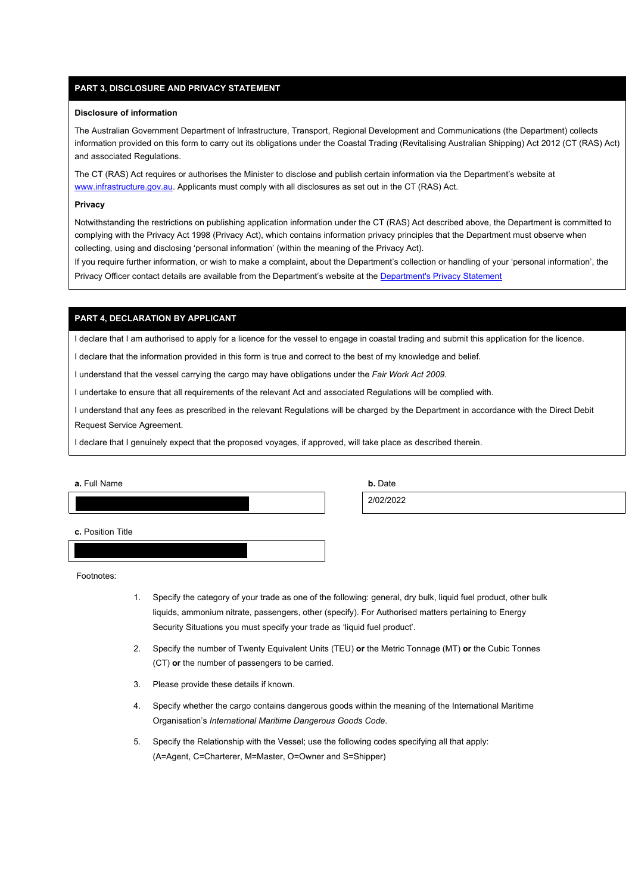## PART 3, DISCLOSURE AND PRIVACY STATEMENT

**Disclosure of information**

The Australian Government Department of Infrastructure, Transport, Regional Development and Communications (the Department) collects information provided on this form to carry out its obligations under the Coastal Trading (Revitalising Australian Shipping) Act 2012 (CT (RAS) Act) and associated Regulations.

The CT (RAS) Act requires or authorises the Minister to disclose and publish certain information via the Department's website at www.infrastructure.gov.au. Applicants must comply with all disclosures as set out in the CT (RAS) Act.

**Privacy**

Notwithstanding the restrictions on publishing application information under the CT (RAS) Act described above, the Department is committed to complying with the Privacy Act 1998 (Privacy Act), which contains information privacy principles that the Department must observe when collecting, using and disclosing 'personal information' (within the meaning of the Privacy Act).

If you require further information, or wish to make a complaint, about the Department's collection or handling of your 'personal information', the Privacy Officer contact details are available from the Department's website at the Department's Privacy Statement

## PART 4, DECLARATION BY APPLICANT

I declare that I am authorised to apply for a licence for the vessel to engage in coastal trading and submit this application for the licence.

I declare that the information provided in this form is true and correct to the best of my knowledge and belief.

I understand that the vessel carrying the cargo may have obligations under the *Fair Work Act 2009*.

I undertake to ensure that all requirements of the relevant Act and associated Regulations will be complied with.

I understand that any fees as prescribed in the relevant Regulations will be charged by the Department in accordance with the Direct Debit Request Service Agreement.

I declare that I genuinely expect that the proposed voyages, if approved, will take place as described therein.

**a.** Full Name

[REDACTED]

**b.** Date

2/02/2022

**c.** Position Title

[REDACTED]

Footnotes:

1. Specify the category of your trade as one of the following: general, dry bulk, liquid fuel product, other bulk liquids, ammonium nitrate, passengers, other (specify). For Authorised matters pertaining to Energy Security Situations you must specify your trade as 'liquid fuel product'.
2. Specify the number of Twenty Equivalent Units (TEU) **or** the Metric Tonnage (MT) **or** the Cubic Tonnes (CT) **or** the number of passengers to be carried.
3. Please provide these details if known.
4. Specify whether the cargo contains dangerous goods within the meaning of the International Maritime Organisation's *International Maritime Dangerous Goods Code*.
5. Specify the Relationship with the Vessel; use the following codes specifying all that apply: (A=Agent, C=Charterer, M=Master, O=Owner and S=Shipper)